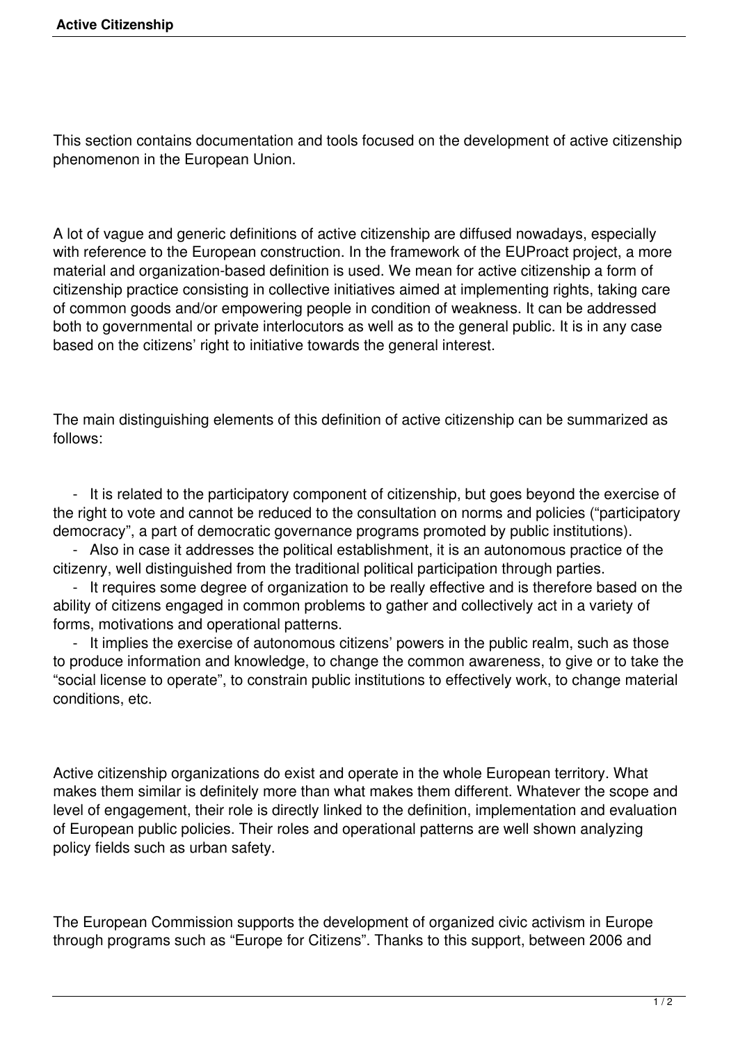# Active Citizenship

This section contains documentation and tools focused on the development of active citizenship phenomenon in the European Union.

A lot of vague and generic definitions of active citizenship are diffused nowadays, especially with reference to the European construction. In the framework of the EUProact project, a more material and organization-based definition is used. We mean for active citizenship a form of citizenship practice consisting in collective initiatives aimed at implementing rights, taking care of common goods and/or empowering people in condition of weakness. It can be addressed both to governmental or private interlocutors as well as to the general public. It is in any case based on the citizens' right to initiative towards the general interest.

The main distinguishing elements of this definition of active citizenship can be summarized as follows:

- It is related to the participatory component of citizenship, but goes beyond the exercise of the right to vote and cannot be reduced to the consultation on norms and policies ("participatory democracy", a part of democratic governance programs promoted by public institutions).
- Also in case it addresses the political establishment, it is an autonomous practice of the citizenry, well distinguished from the traditional political participation through parties.
- It requires some degree of organization to be really effective and is therefore based on the ability of citizens engaged in common problems to gather and collectively act in a variety of forms, motivations and operational patterns.
- It implies the exercise of autonomous citizens' powers in the public realm, such as those to produce information and knowledge, to change the common awareness, to give or to take the "social license to operate", to constrain public institutions to effectively work, to change material conditions, etc.

Active citizenship organizations do exist and operate in the whole European territory. What makes them similar is definitely more than what makes them different. Whatever the scope and level of engagement, their role is directly linked to the definition, implementation and evaluation of European public policies. Their roles and operational patterns are well shown analyzing policy fields such as urban safety.

The European Commission supports the development of organized civic activism in Europe through programs such as "Europe for Citizens". Thanks to this support, between 2006 and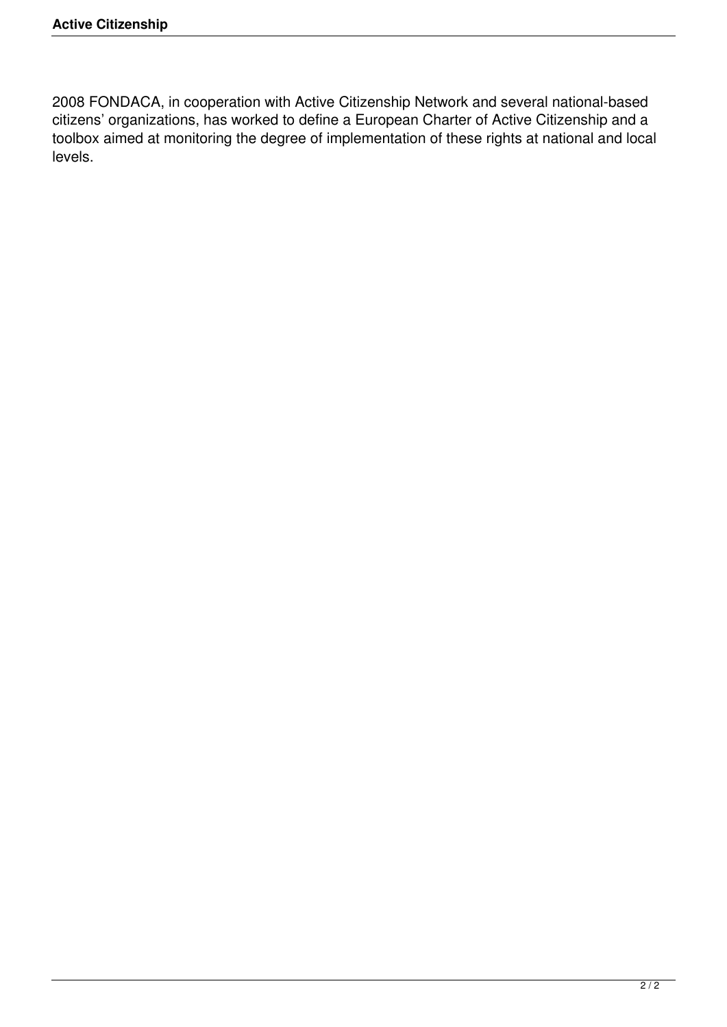2008 FONDACA, in cooperation with Active Citizenship Network and several national-based citizens' organizations, has worked to define a European Charter of Active Citizenship and a toolbox aimed at monitoring the degree of implementation of these rights at national and local levels.